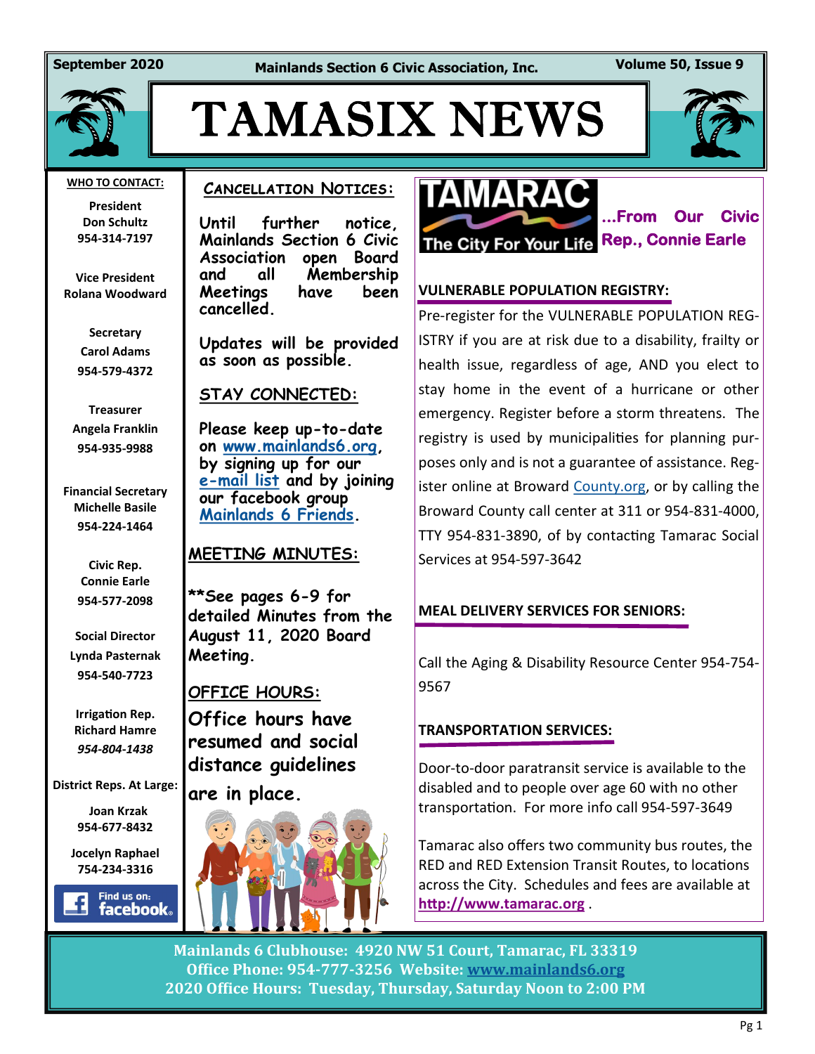September 2020 | Mainlands Section 6 Civic Association, Inc. | Volume 50, Issue 9

# TAMASIX NEWS

**WHO TO CONTACT:**

**President**
**Don Schultz**
**954-314-7197**

**Vice President**
**Rolana Woodward**

**Secretary**
**Carol Adams**
**954-579-4372**

**Treasurer**
**Angela Franklin**
**954-935-9988**

**Financial Secretary**
**Michelle Basile**
**954-224-1464**

**Civic Rep.**
**Connie Earle**
**954-577-2098**

**Social Director**
**Lynda Pasternak**
**954-540-7723**

**Irrigation Rep.**
**Richard Hamre**
***954-804-1438***

**District Reps. At Large:**

**Joan Krzak**
**954-677-8432**

**Jocelyn Raphael**
**754-234-3316**

Find us on: facebook

## CANCELLATION NOTICES:

Until further notice, Mainlands Section 6 Civic Association open Board and all Membership Meetings have been cancelled.

Updates will be provided as soon as possible.

## STAY CONNECTED:

Please keep up-to-date on www.mainlands6.org, by signing up for our e-mail list and by joining our facebook group Mainlands 6 Friends.

## MEETING MINUTES:

**See pages 6-9 for detailed Minutes from the August 11, 2020 Board Meeting.

## OFFICE HOURS:

Office hours have resumed and social distance guidelines are in place.

## TAMARAC The City For Your Life ...From Our Civic Rep., Connie Earle

### VULNERABLE POPULATION REGISTRY:

Pre-register for the VULNERABLE POPULATION REGISTRY if you are at risk due to a disability, frailty or health issue, regardless of age, AND you elect to stay home in the event of a hurricane or other emergency. Register before a storm threatens. The registry is used by municipalities for planning purposes only and is not a guarantee of assistance. Register online at Broward County.org, or by calling the Broward County call center at 311 or 954-831-4000, TTY 954-831-3890, of by contacting Tamarac Social Services at 954-597-3642

### MEAL DELIVERY SERVICES FOR SENIORS:

Call the Aging & Disability Resource Center 954-754-9567

### TRANSPORTATION SERVICES:

Door-to-door paratransit service is available to the disabled and to people over age 60 with no other transportation. For more info call 954-597-3649

Tamarac also offers two community bus routes, the RED and RED Extension Transit Routes, to locations across the City. Schedules and fees are available at **http://www.tamarac.org** .

**Mainlands 6 Clubhouse: 4920 NW 51 Court, Tamarac, FL 33319**
**Office Phone: 954-777-3256 Website: www.mainlands6.org**
**2020 Office Hours: Tuesday, Thursday, Saturday Noon to 2:00 PM**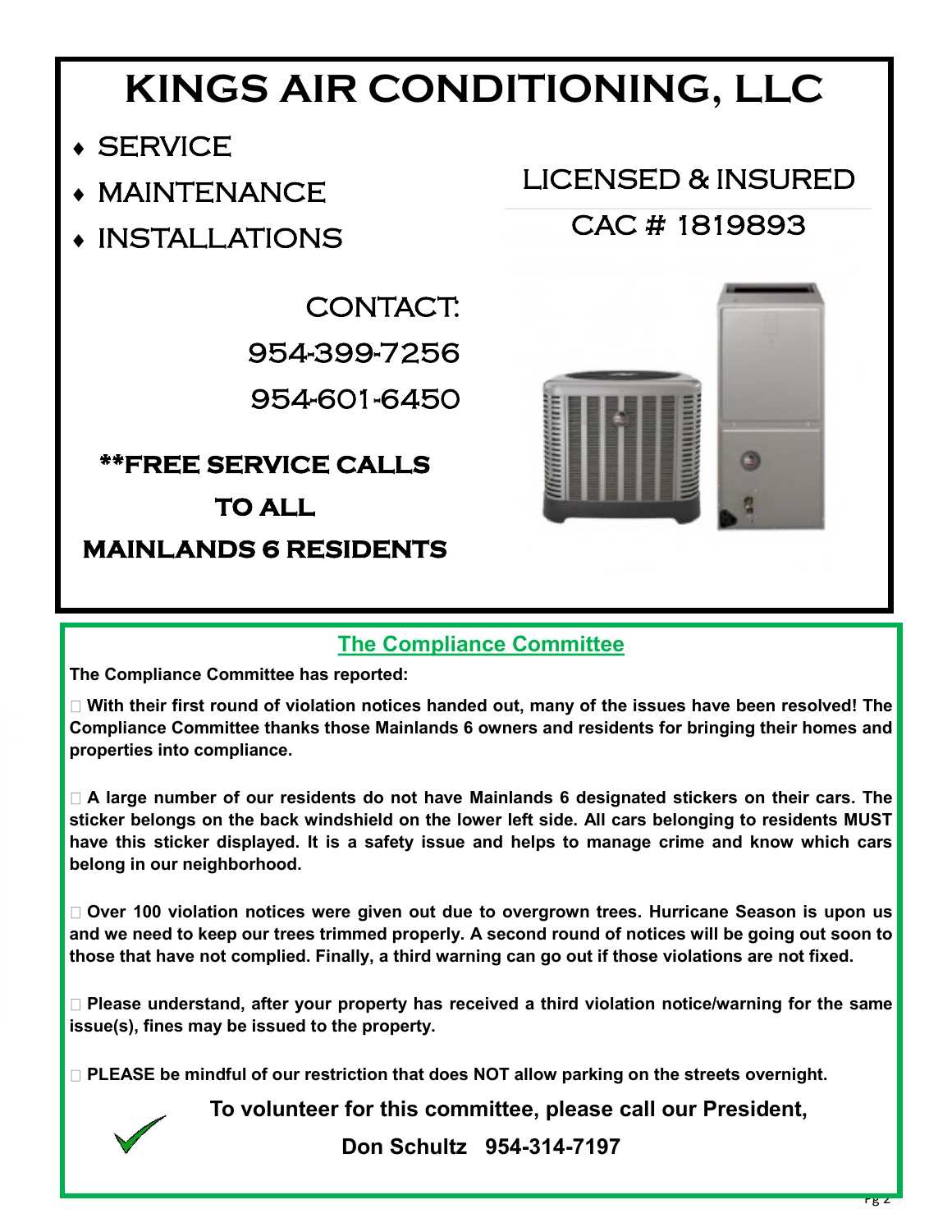# KINGS AIR CONDITIONING, LLC

- SERVICE
- MAINTENANCE
- INSTALLATIONS

LICENSED & INSURED

CAC # 1819893

CONTACT:

954-399-7256

954-601-6450

**\*\*FREE SERVICE CALLS TO ALL MAINLANDS 6 RESIDENTS**

## The Compliance Committee

**The Compliance Committee has reported:**

- **With their first round of violation notices handed out, many of the issues have been resolved! The Compliance Committee thanks those Mainlands 6 owners and residents for bringing their homes and properties into compliance.**

- **A large number of our residents do not have Mainlands 6 designated stickers on their cars. The sticker belongs on the back windshield on the lower left side. All cars belonging to residents MUST have this sticker displayed. It is a safety issue and helps to manage crime and know which cars belong in our neighborhood.**

- **Over 100 violation notices were given out due to overgrown trees. Hurricane Season is upon us and we need to keep our trees trimmed properly. A second round of notices will be going out soon to those that have not complied. Finally, a third warning can go out if those violations are not fixed.**

- **Please understand, after your property has received a third violation notice/warning for the same issue(s), fines may be issued to the property.**

- **PLEASE be mindful of our restriction that does NOT allow parking on the streets overnight.**

**To volunteer for this committee, please call our President,**

**Don Schultz 954-314-7197**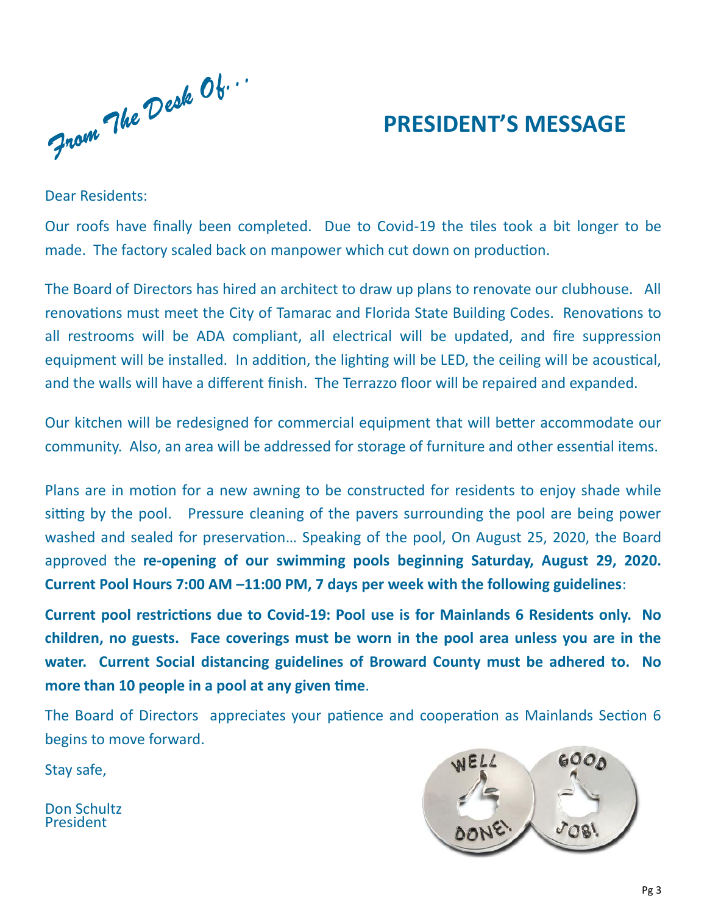*From The Desk Of...*

# PRESIDENT'S MESSAGE

Dear Residents:

Our roofs have finally been completed. Due to Covid-19 the tiles took a bit longer to be made. The factory scaled back on manpower which cut down on production.

The Board of Directors has hired an architect to draw up plans to renovate our clubhouse. All renovations must meet the City of Tamarac and Florida State Building Codes. Renovations to all restrooms will be ADA compliant, all electrical will be updated, and fire suppression equipment will be installed. In addition, the lighting will be LED, the ceiling will be acoustical, and the walls will have a different finish. The Terrazzo floor will be repaired and expanded.

Our kitchen will be redesigned for commercial equipment that will better accommodate our community. Also, an area will be addressed for storage of furniture and other essential items.

Plans are in motion for a new awning to be constructed for residents to enjoy shade while sitting by the pool. Pressure cleaning of the pavers surrounding the pool are being power washed and sealed for preservation… Speaking of the pool, On August 25, 2020, the Board approved the **re-opening of our swimming pools beginning Saturday, August 29, 2020. Current Pool Hours 7:00 AM –11:00 PM, 7 days per week with the following guidelines**:

**Current pool restrictions due to Covid-19: Pool use is for Mainlands 6 Residents only. No children, no guests. Face coverings must be worn in the pool area unless you are in the water. Current Social distancing guidelines of Broward County must be adhered to. No more than 10 people in a pool at any given time**.

The Board of Directors appreciates your patience and cooperation as Mainlands Section 6 begins to move forward.

Stay safe,

Don Schultz
President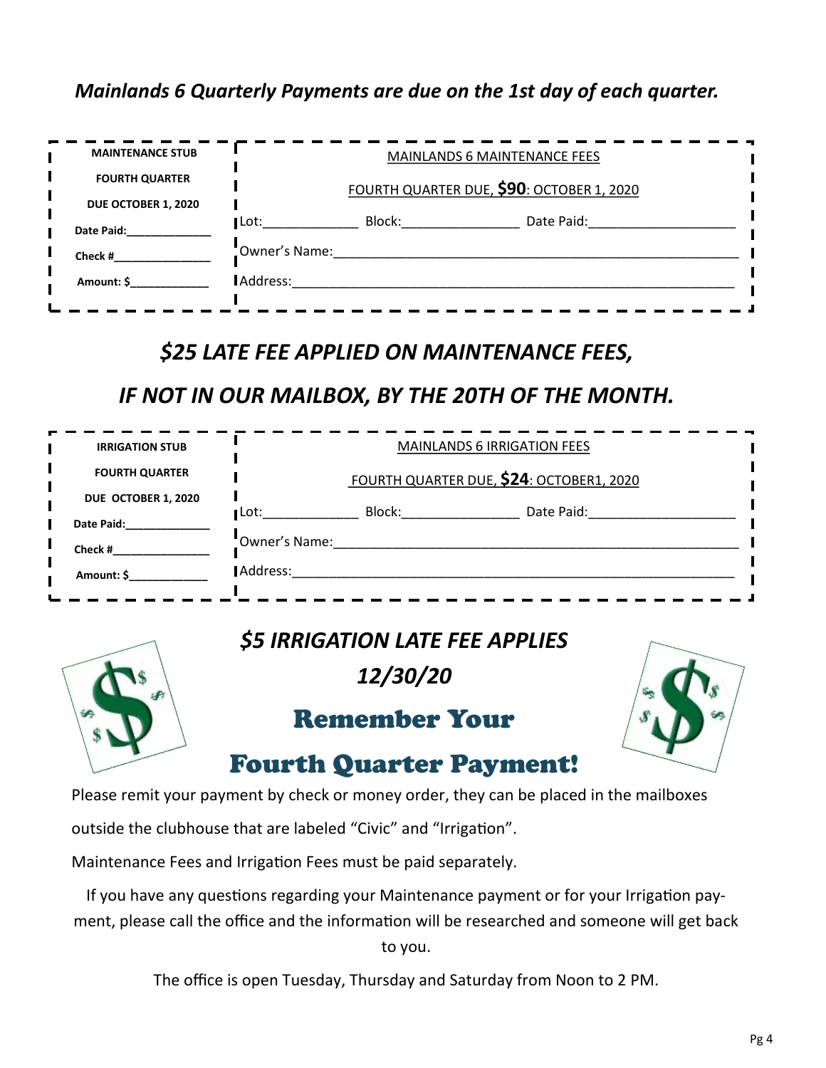***Mainlands 6 Quarterly Payments are due on the 1st day of each quarter.***

| MAINTENANCE STUB | MAINLANDS 6 MAINTENANCE FEES |
|---|---|
| FOURTH QUARTER | FOURTH QUARTER DUE, **$90**: OCTOBER 1, 2020 |
| DUE OCTOBER 1, 2020 | |
| Date Paid:_____________ | Lot:____________ Block:_______________ Date Paid:___________________ |
| Check #_______________ | Owner's Name:_____________________________________________________ |
| Amount: $____________ | Address:__________________________________________________________ |

## *$25 LATE FEE APPLIED ON MAINTENANCE FEES,*

## *IF NOT IN OUR MAILBOX, BY THE 20TH OF THE MONTH.*

| IRRIGATION STUB | MAINLANDS 6 IRRIGATION FEES |
|---|---|
| FOURTH QUARTER | FOURTH QUARTER DUE, **$24**: OCTOBER1, 2020 |
| DUE OCTOBER 1, 2020 | |
| Date Paid:_____________ | Lot:____________ Block:_______________ Date Paid:___________________ |
| Check #_______________ | Owner's Name:_____________________________________________________ |
| Amount: $____________ | Address:__________________________________________________________ |

## *$5 IRRIGATION LATE FEE APPLIES 12/30/20*

# Remember Your Fourth Quarter Payment!

Please remit your payment by check or money order, they can be placed in the mailboxes outside the clubhouse that are labeled "Civic" and "Irrigation".

Maintenance Fees and Irrigation Fees must be paid separately.

If you have any questions regarding your Maintenance payment or for your Irrigation payment, please call the office and the information will be researched and someone will get back to you.

The office is open Tuesday, Thursday and Saturday from Noon to 2 PM.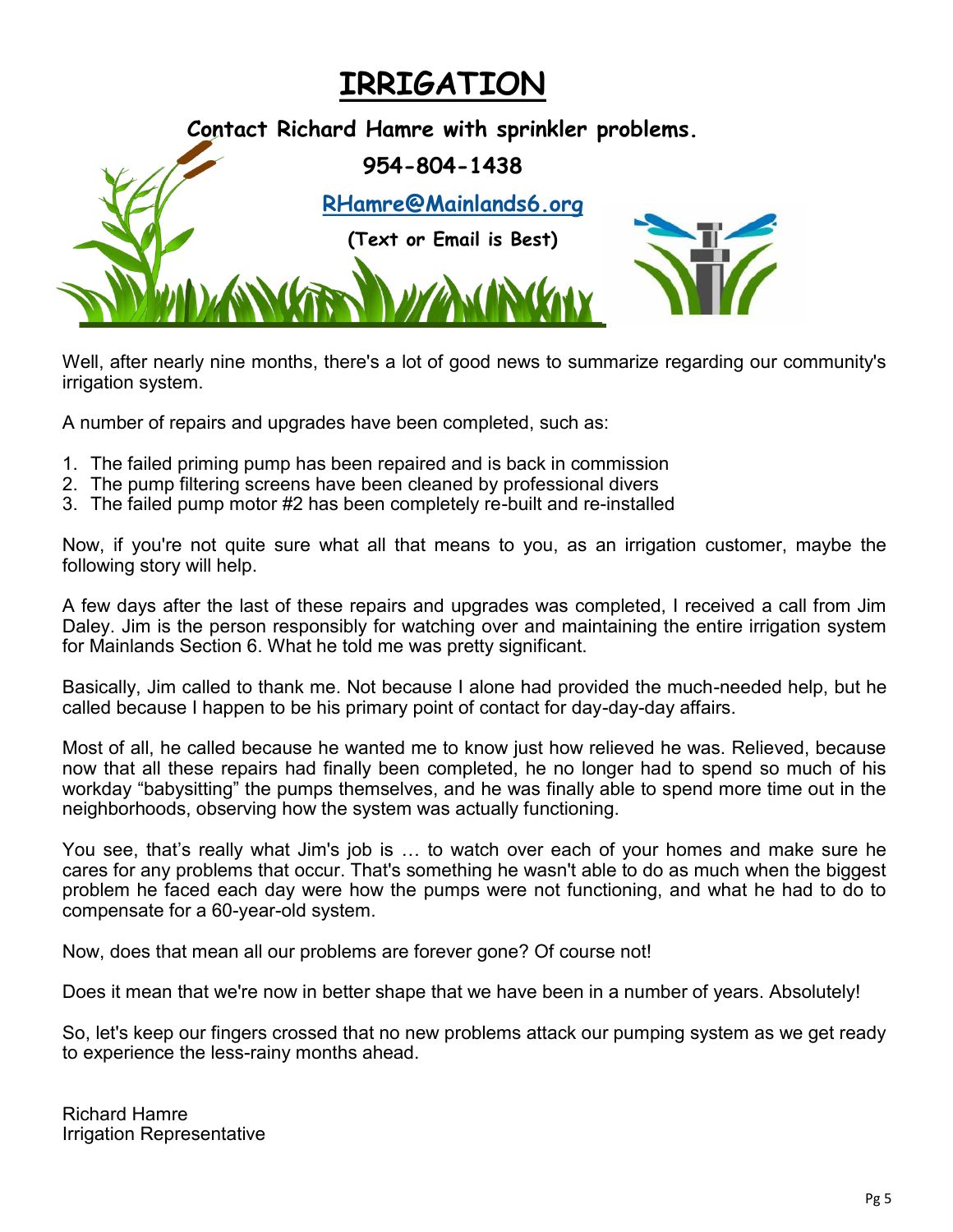# IRRIGATION

**Contact Richard Hamre with sprinkler problems.**

**954-804-1438**

**RHamre@Mainlands6.org**

**(Text or Email is Best)**

Well, after nearly nine months, there's a lot of good news to summarize regarding our community's irrigation system.

A number of repairs and upgrades have been completed, such as:

1. The failed priming pump has been repaired and is back in commission
2. The pump filtering screens have been cleaned by professional divers
3. The failed pump motor #2 has been completely re-built and re-installed

Now, if you're not quite sure what all that means to you, as an irrigation customer, maybe the following story will help.

A few days after the last of these repairs and upgrades was completed, I received a call from Jim Daley. Jim is the person responsibly for watching over and maintaining the entire irrigation system for Mainlands Section 6. What he told me was pretty significant.

Basically, Jim called to thank me. Not because I alone had provided the much-needed help, but he called because I happen to be his primary point of contact for day-day-day affairs.

Most of all, he called because he wanted me to know just how relieved he was. Relieved, because now that all these repairs had finally been completed, he no longer had to spend so much of his workday "babysitting" the pumps themselves, and he was finally able to spend more time out in the neighborhoods, observing how the system was actually functioning.

You see, that's really what Jim's job is … to watch over each of your homes and make sure he cares for any problems that occur. That's something he wasn't able to do as much when the biggest problem he faced each day were how the pumps were not functioning, and what he had to do to compensate for a 60-year-old system.

Now, does that mean all our problems are forever gone? Of course not!

Does it mean that we're now in better shape that we have been in a number of years. Absolutely!

So, let's keep our fingers crossed that no new problems attack our pumping system as we get ready to experience the less-rainy months ahead.

Richard Hamre
Irrigation Representative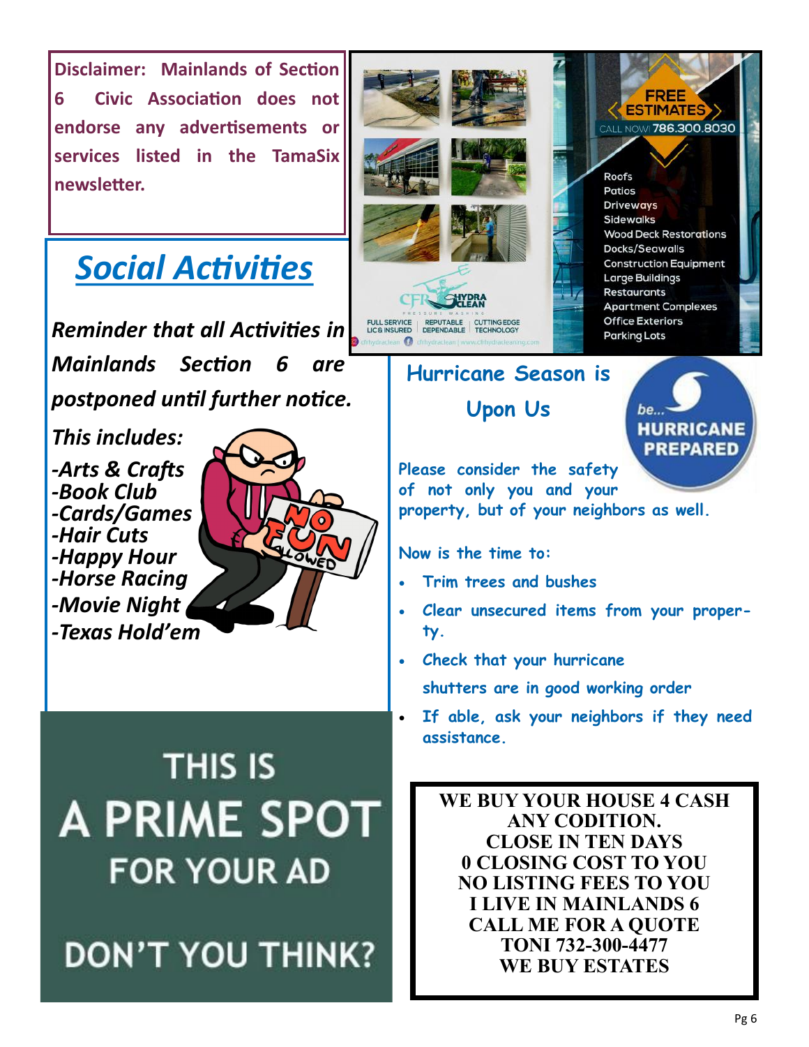**Disclaimer: Mainlands of Section 6 Civic Association does not endorse any advertisements or services listed in the TamaSix newsletter.**

FREE ESTIMATES

CALL NOW! 786.300.8030

- Roofs
- Patios
- Driveways
- Sidewalks
- Wood Deck Restorations
- Docks/Seawalls
- Construction Equipment
- Large Buildings
- Restaurants
- Apartment Complexes
- Office Exteriors
- Parking Lots

CFR HYDRA CLEAN PRESSURE WASHING

FULL SERVICE LIC & INSURED | REPUTABLE DEPENDABLE | CUTTING EDGE TECHNOLOGY

cfrhydraclean cfrhydraclean | www.cfrhydracleaning.com

## *Social Activities*

***Reminder that all Activities in Mainlands Section 6 are postponed until further notice.***

***This includes:***

***-Arts & Crafts***
***-Book Club***
***-Cards/Games***
***-Hair Cuts***
***-Happy Hour***
***-Horse Racing***
***-Movie Night***
***-Texas Hold'em***

NO FUN ALLOWED

## Hurricane Season is Upon Us

be... HURRICANE PREPARED

Please consider the safety of not only you and your property, but of your neighbors as well.

Now is the time to:

- Trim trees and bushes
- Clear unsecured items from your property.
- Check that your hurricane shutters are in good working order
- If able, ask your neighbors if they need assistance.

THIS IS A PRIME SPOT FOR YOUR AD

DON'T YOU THINK?

**WE BUY YOUR HOUSE 4 CASH**
**ANY CODITION.**
**CLOSE IN TEN DAYS**
**0 CLOSING COST TO YOU**
**NO LISTING FEES TO YOU**
**I LIVE IN MAINLANDS 6**
**CALL ME FOR A QUOTE**
**TONI 732-300-4477**
**WE BUY ESTATES**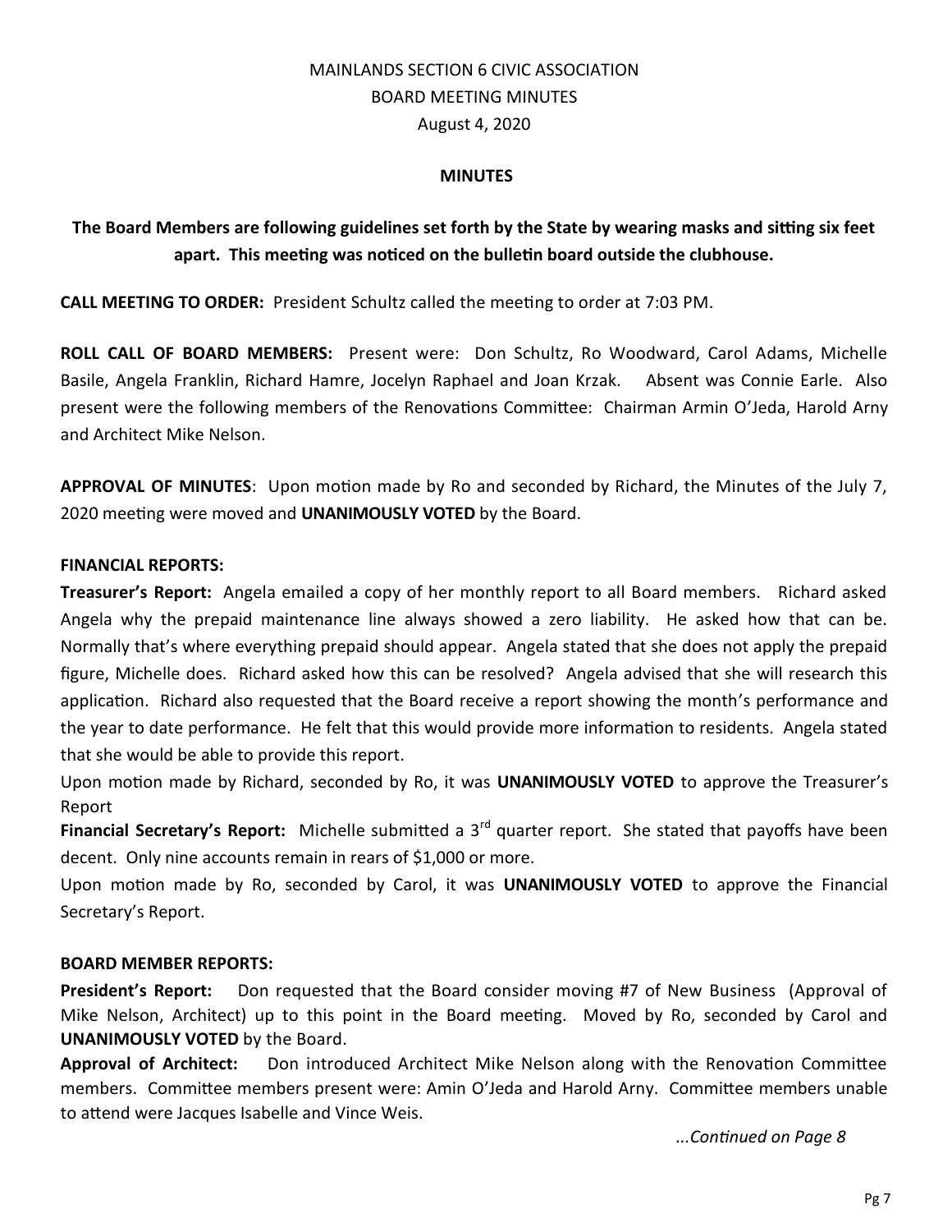MAINLANDS SECTION 6 CIVIC ASSOCIATION

BOARD MEETING MINUTES

August 4, 2020

**MINUTES**

**The Board Members are following guidelines set forth by the State by wearing masks and sitting six feet apart. This meeting was noticed on the bulletin board outside the clubhouse.**

**CALL MEETING TO ORDER:** President Schultz called the meeting to order at 7:03 PM.

**ROLL CALL OF BOARD MEMBERS:** Present were: Don Schultz, Ro Woodward, Carol Adams, Michelle Basile, Angela Franklin, Richard Hamre, Jocelyn Raphael and Joan Krzak. Absent was Connie Earle. Also present were the following members of the Renovations Committee: Chairman Armin O'Jeda, Harold Arny and Architect Mike Nelson.

**APPROVAL OF MINUTES**: Upon motion made by Ro and seconded by Richard, the Minutes of the July 7, 2020 meeting were moved and **UNANIMOUSLY VOTED** by the Board.

**FINANCIAL REPORTS:**

**Treasurer's Report:** Angela emailed a copy of her monthly report to all Board members. Richard asked Angela why the prepaid maintenance line always showed a zero liability. He asked how that can be. Normally that's where everything prepaid should appear. Angela stated that she does not apply the prepaid figure, Michelle does. Richard asked how this can be resolved? Angela advised that she will research this application. Richard also requested that the Board receive a report showing the month's performance and the year to date performance. He felt that this would provide more information to residents. Angela stated that she would be able to provide this report.

Upon motion made by Richard, seconded by Ro, it was **UNANIMOUSLY VOTED** to approve the Treasurer's Report

**Financial Secretary's Report:** Michelle submitted a 3rd quarter report. She stated that payoffs have been decent. Only nine accounts remain in rears of $1,000 or more.

Upon motion made by Ro, seconded by Carol, it was **UNANIMOUSLY VOTED** to approve the Financial Secretary's Report.

**BOARD MEMBER REPORTS:**

**President's Report:** Don requested that the Board consider moving #7 of New Business (Approval of Mike Nelson, Architect) up to this point in the Board meeting. Moved by Ro, seconded by Carol and **UNANIMOUSLY VOTED** by the Board.

**Approval of Architect:** Don introduced Architect Mike Nelson along with the Renovation Committee members. Committee members present were: Amin O'Jeda and Harold Arny. Committee members unable to attend were Jacques Isabelle and Vince Weis.

*...Continued on Page 8*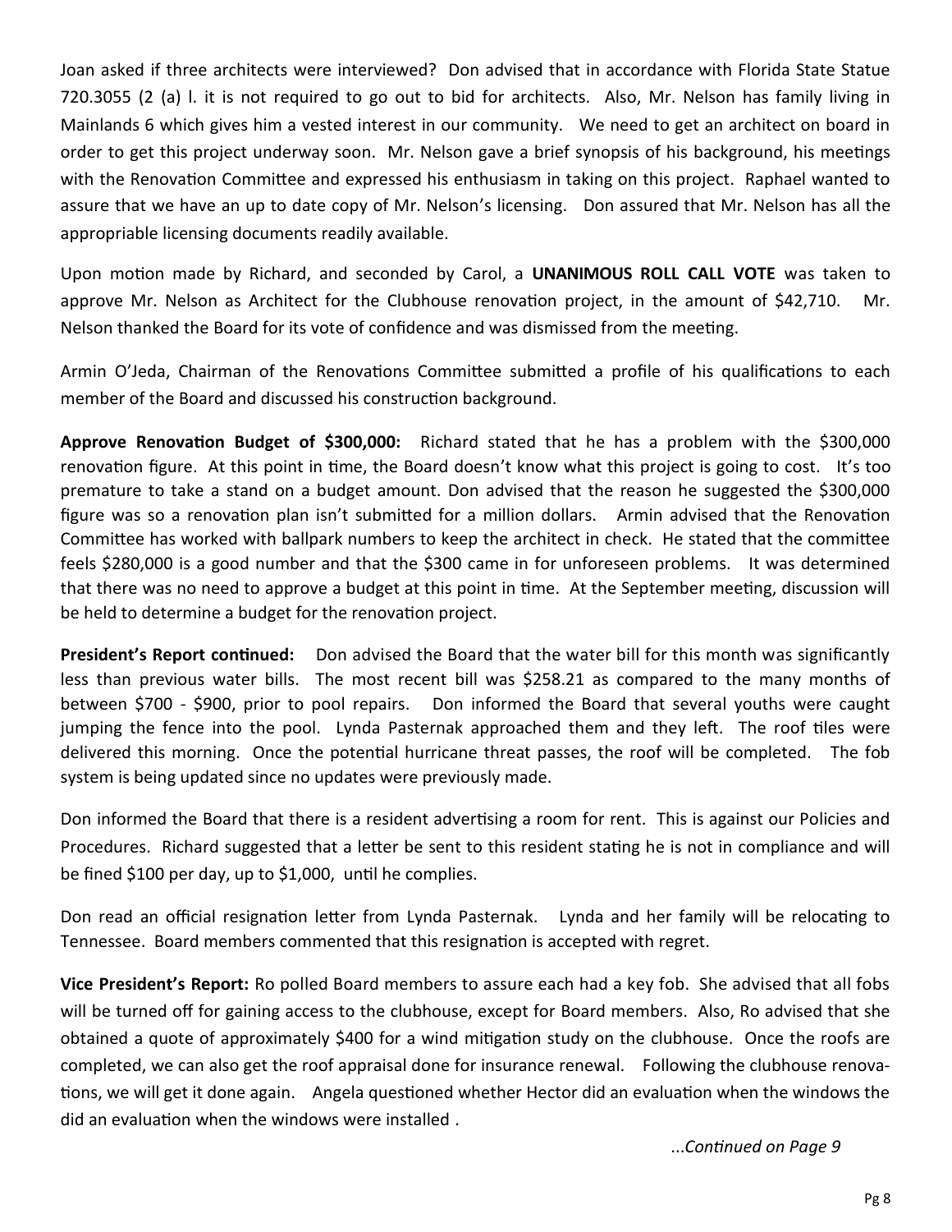Joan asked if three architects were interviewed? Don advised that in accordance with Florida State Statue 720.3055 (2 (a) l. it is not required to go out to bid for architects. Also, Mr. Nelson has family living in Mainlands 6 which gives him a vested interest in our community. We need to get an architect on board in order to get this project underway soon. Mr. Nelson gave a brief synopsis of his background, his meetings with the Renovation Committee and expressed his enthusiasm in taking on this project. Raphael wanted to assure that we have an up to date copy of Mr. Nelson's licensing. Don assured that Mr. Nelson has all the appropriable licensing documents readily available.

Upon motion made by Richard, and seconded by Carol, a **UNANIMOUS ROLL CALL VOTE** was taken to approve Mr. Nelson as Architect for the Clubhouse renovation project, in the amount of $42,710. Mr. Nelson thanked the Board for its vote of confidence and was dismissed from the meeting.

Armin O'Jeda, Chairman of the Renovations Committee submitted a profile of his qualifications to each member of the Board and discussed his construction background.

**Approve Renovation Budget of $300,000:** Richard stated that he has a problem with the $300,000 renovation figure. At this point in time, the Board doesn't know what this project is going to cost. It's too premature to take a stand on a budget amount. Don advised that the reason he suggested the $300,000 figure was so a renovation plan isn't submitted for a million dollars. Armin advised that the Renovation Committee has worked with ballpark numbers to keep the architect in check. He stated that the committee feels $280,000 is a good number and that the $300 came in for unforeseen problems. It was determined that there was no need to approve a budget at this point in time. At the September meeting, discussion will be held to determine a budget for the renovation project.

**President's Report continued:** Don advised the Board that the water bill for this month was significantly less than previous water bills. The most recent bill was $258.21 as compared to the many months of between $700 - $900, prior to pool repairs. Don informed the Board that several youths were caught jumping the fence into the pool. Lynda Pasternak approached them and they left. The roof tiles were delivered this morning. Once the potential hurricane threat passes, the roof will be completed. The fob system is being updated since no updates were previously made.

Don informed the Board that there is a resident advertising a room for rent. This is against our Policies and Procedures. Richard suggested that a letter be sent to this resident stating he is not in compliance and will be fined $100 per day, up to $1,000, until he complies.

Don read an official resignation letter from Lynda Pasternak. Lynda and her family will be relocating to Tennessee. Board members commented that this resignation is accepted with regret.

**Vice President's Report:** Ro polled Board members to assure each had a key fob. She advised that all fobs will be turned off for gaining access to the clubhouse, except for Board members. Also, Ro advised that she obtained a quote of approximately $400 for a wind mitigation study on the clubhouse. Once the roofs are completed, we can also get the roof appraisal done for insurance renewal. Following the clubhouse renovations, we will get it done again. Angela questioned whether Hector did an evaluation when the windows the did an evaluation when the windows were installed .

*...Continued on Page 9*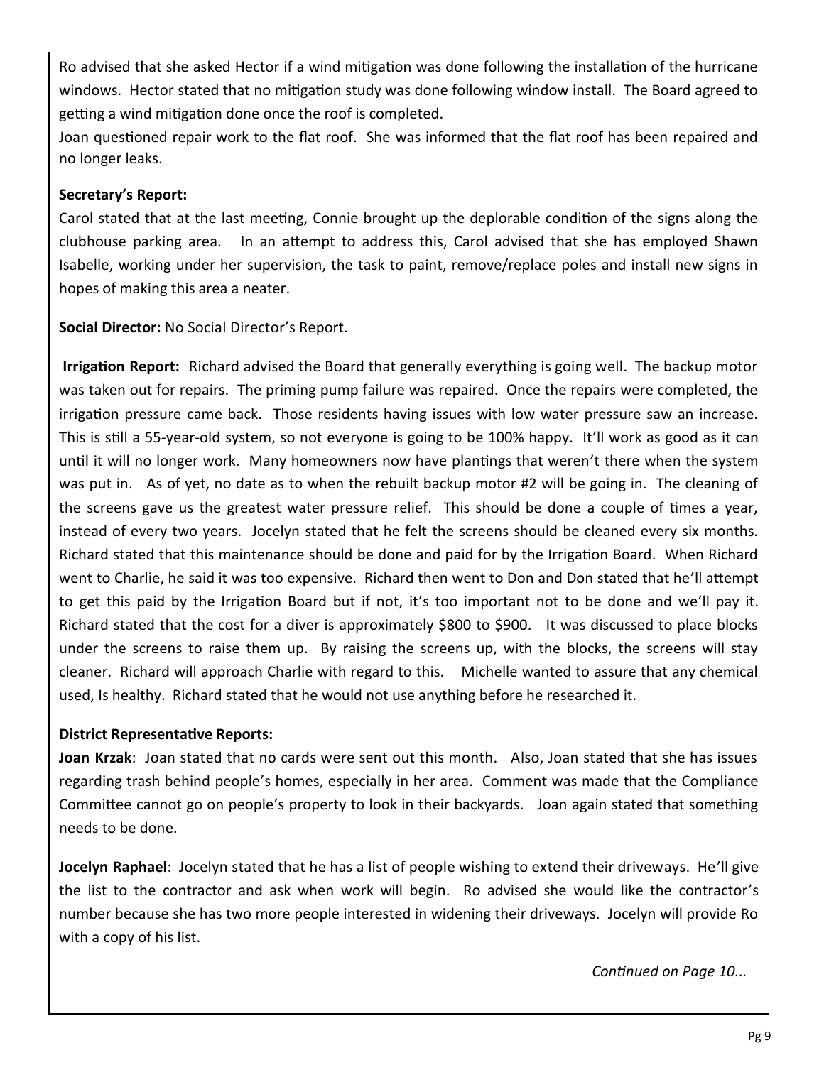Ro advised that she asked Hector if a wind mitigation was done following the installation of the hurricane windows. Hector stated that no mitigation study was done following window install. The Board agreed to getting a wind mitigation done once the roof is completed.

Joan questioned repair work to the flat roof. She was informed that the flat roof has been repaired and no longer leaks.

**Secretary's Report:**

Carol stated that at the last meeting, Connie brought up the deplorable condition of the signs along the clubhouse parking area. In an attempt to address this, Carol advised that she has employed Shawn Isabelle, working under her supervision, the task to paint, remove/replace poles and install new signs in hopes of making this area a neater.

**Social Director:** No Social Director's Report.

**Irrigation Report:** Richard advised the Board that generally everything is going well. The backup motor was taken out for repairs. The priming pump failure was repaired. Once the repairs were completed, the irrigation pressure came back. Those residents having issues with low water pressure saw an increase. This is still a 55-year-old system, so not everyone is going to be 100% happy. It'll work as good as it can until it will no longer work. Many homeowners now have plantings that weren't there when the system was put in. As of yet, no date as to when the rebuilt backup motor #2 will be going in. The cleaning of the screens gave us the greatest water pressure relief. This should be done a couple of times a year, instead of every two years. Jocelyn stated that he felt the screens should be cleaned every six months. Richard stated that this maintenance should be done and paid for by the Irrigation Board. When Richard went to Charlie, he said it was too expensive. Richard then went to Don and Don stated that he'll attempt to get this paid by the Irrigation Board but if not, it's too important not to be done and we'll pay it. Richard stated that the cost for a diver is approximately $800 to $900. It was discussed to place blocks under the screens to raise them up. By raising the screens up, with the blocks, the screens will stay cleaner. Richard will approach Charlie with regard to this. Michelle wanted to assure that any chemical used, Is healthy. Richard stated that he would not use anything before he researched it.

**District Representative Reports:**

**Joan Krzak**: Joan stated that no cards were sent out this month. Also, Joan stated that she has issues regarding trash behind people's homes, especially in her area. Comment was made that the Compliance Committee cannot go on people's property to look in their backyards. Joan again stated that something needs to be done.

**Jocelyn Raphael**: Jocelyn stated that he has a list of people wishing to extend their driveways. He'll give the list to the contractor and ask when work will begin. Ro advised she would like the contractor's number because she has two more people interested in widening their driveways. Jocelyn will provide Ro with a copy of his list.

*Continued on Page 10...*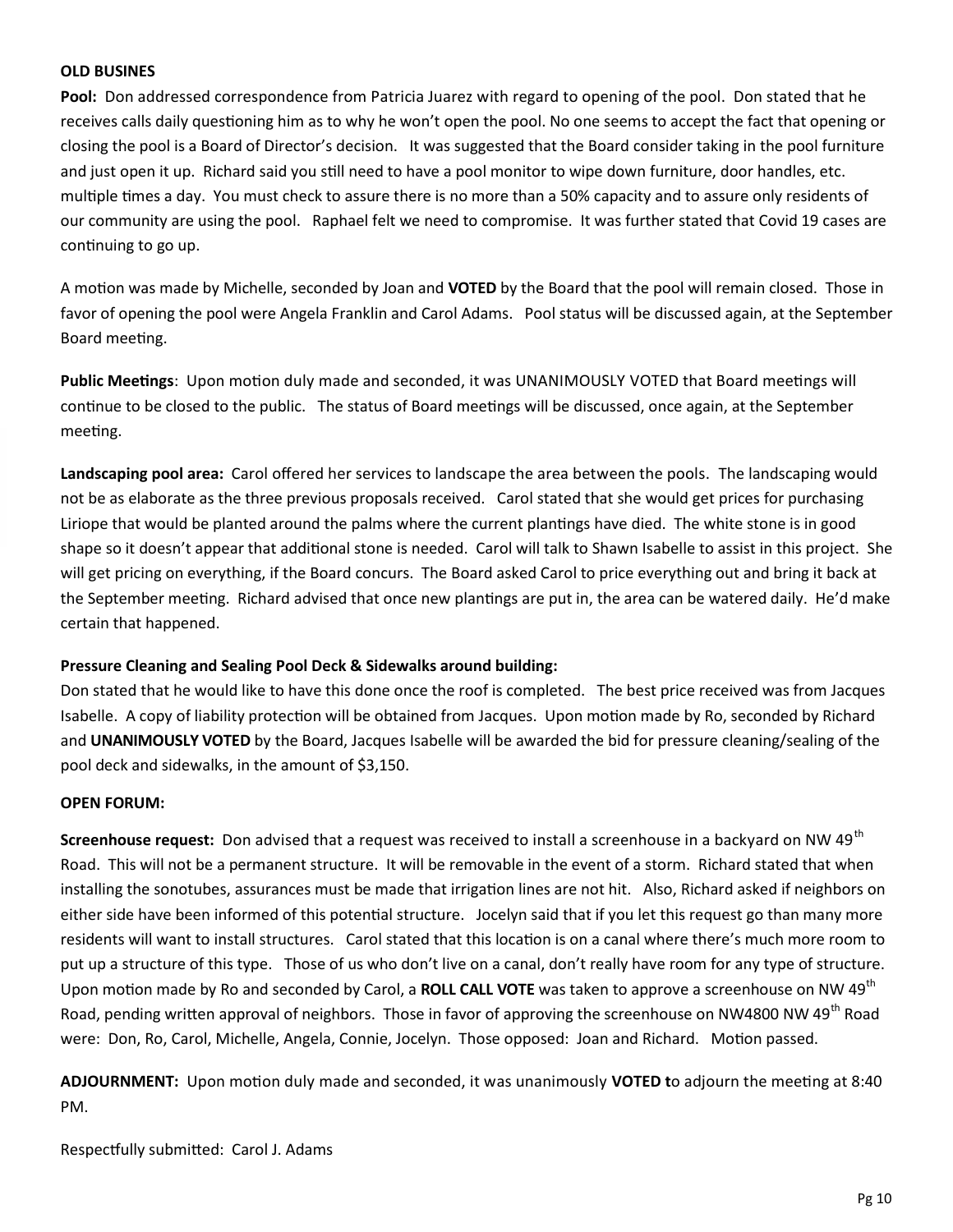**OLD BUSINES**

**Pool:** Don addressed correspondence from Patricia Juarez with regard to opening of the pool. Don stated that he receives calls daily questioning him as to why he won't open the pool. No one seems to accept the fact that opening or closing the pool is a Board of Director's decision. It was suggested that the Board consider taking in the pool furniture and just open it up. Richard said you still need to have a pool monitor to wipe down furniture, door handles, etc. multiple times a day. You must check to assure there is no more than a 50% capacity and to assure only residents of our community are using the pool. Raphael felt we need to compromise. It was further stated that Covid 19 cases are continuing to go up.

A motion was made by Michelle, seconded by Joan and **VOTED** by the Board that the pool will remain closed. Those in favor of opening the pool were Angela Franklin and Carol Adams. Pool status will be discussed again, at the September Board meeting.

**Public Meetings**: Upon motion duly made and seconded, it was UNANIMOUSLY VOTED that Board meetings will continue to be closed to the public. The status of Board meetings will be discussed, once again, at the September meeting.

**Landscaping pool area:** Carol offered her services to landscape the area between the pools. The landscaping would not be as elaborate as the three previous proposals received. Carol stated that she would get prices for purchasing Liriope that would be planted around the palms where the current plantings have died. The white stone is in good shape so it doesn't appear that additional stone is needed. Carol will talk to Shawn Isabelle to assist in this project. She will get pricing on everything, if the Board concurs. The Board asked Carol to price everything out and bring it back at the September meeting. Richard advised that once new plantings are put in, the area can be watered daily. He'd make certain that happened.

**Pressure Cleaning and Sealing Pool Deck & Sidewalks around building:**

Don stated that he would like to have this done once the roof is completed. The best price received was from Jacques Isabelle. A copy of liability protection will be obtained from Jacques. Upon motion made by Ro, seconded by Richard and **UNANIMOUSLY VOTED** by the Board, Jacques Isabelle will be awarded the bid for pressure cleaning/sealing of the pool deck and sidewalks, in the amount of $3,150.

**OPEN FORUM:**

**Screenhouse request:** Don advised that a request was received to install a screenhouse in a backyard on NW 49th Road. This will not be a permanent structure. It will be removable in the event of a storm. Richard stated that when installing the sonotubes, assurances must be made that irrigation lines are not hit. Also, Richard asked if neighbors on either side have been informed of this potential structure. Jocelyn said that if you let this request go than many more residents will want to install structures. Carol stated that this location is on a canal where there's much more room to put up a structure of this type. Those of us who don't live on a canal, don't really have room for any type of structure. Upon motion made by Ro and seconded by Carol, a **ROLL CALL VOTE** was taken to approve a screenhouse on NW 49th Road, pending written approval of neighbors. Those in favor of approving the screenhouse on NW4800 NW 49th Road were: Don, Ro, Carol, Michelle, Angela, Connie, Jocelyn. Those opposed: Joan and Richard. Motion passed.

**ADJOURNMENT:** Upon motion duly made and seconded, it was unanimously **VOTED t**o adjourn the meeting at 8:40 PM.

Respectfully submitted: Carol J. Adams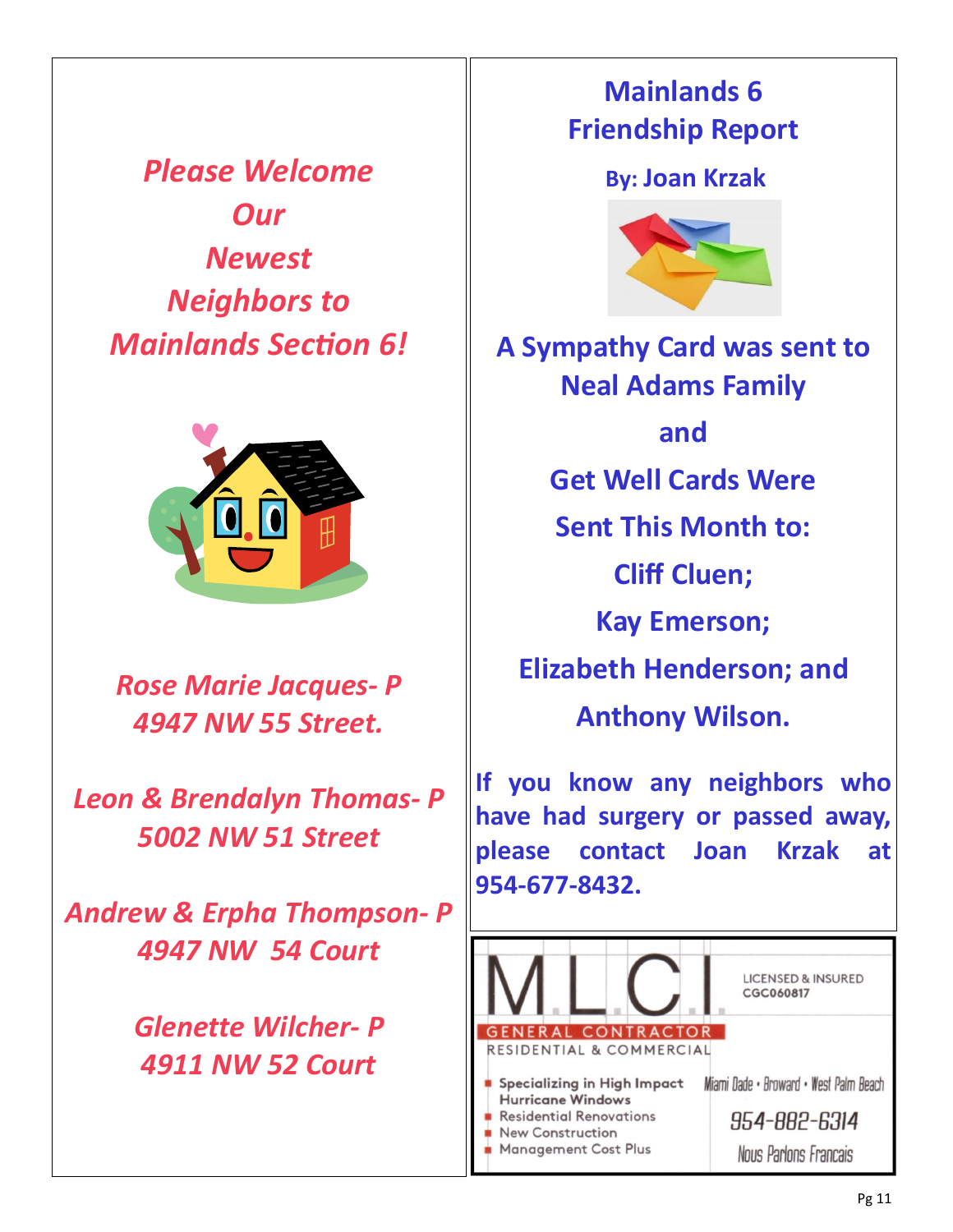## *Please Welcome Our Newest Neighbors to Mainlands Section 6!*

*Rose Marie Jacques- P*
*4947 NW 55 Street.*

*Leon & Brendalyn Thomas- P*
*5002 NW 51 Street*

*Andrew & Erpha Thompson- P*
*4947 NW 54 Court*

*Glenette Wilcher- P*
*4911 NW 52 Court*

## Mainlands 6 Friendship Report

**By: Joan Krzak**

**A Sympathy Card was sent to Neal Adams Family**

**and**

**Get Well Cards Were Sent This Month to:**

**Cliff Cluen;**

**Kay Emerson;**

**Elizabeth Henderson; and**

**Anthony Wilson.**

**If you know any neighbors who have had surgery or passed away, please contact Joan Krzak at 954-677-8432.**

---

**M.L.C.I.**

GENERAL CONTRACTOR
RESIDENTIAL & COMMERCIAL

LICENSED & INSURED
CGC060817

- Specializing in High Impact Hurricane Windows
- Residential Renovations
- New Construction
- Management Cost Plus

Miami Dade • Broward • West Palm Beach

954-882-6314

Nous Parlons Francais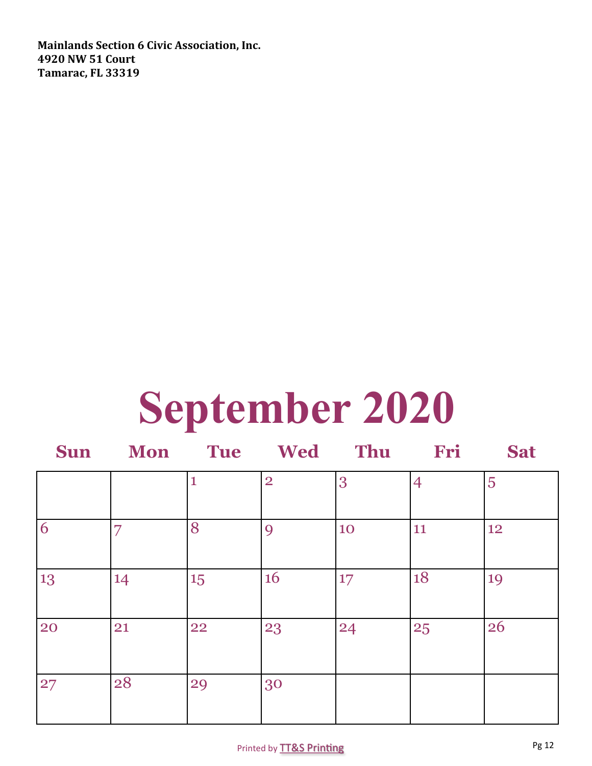**Mainlands Section 6 Civic Association, Inc.**
**4920 NW 51 Court**
**Tamarac, FL 33319**

# September 2020

| Sun | Mon | Tue | Wed | Thu | Fri | Sat |
|---|---|---|---|---|---|---|
| | | 1 | 2 | 3 | 4 | 5 |
| 6 | 7 | 8 | 9 | 10 | 11 | 12 |
| 13 | 14 | 15 | 16 | 17 | 18 | 19 |
| 20 | 21 | 22 | 23 | 24 | 25 | 26 |
| 27 | 28 | 29 | 30 | | | |

Printed by TT&S Printing